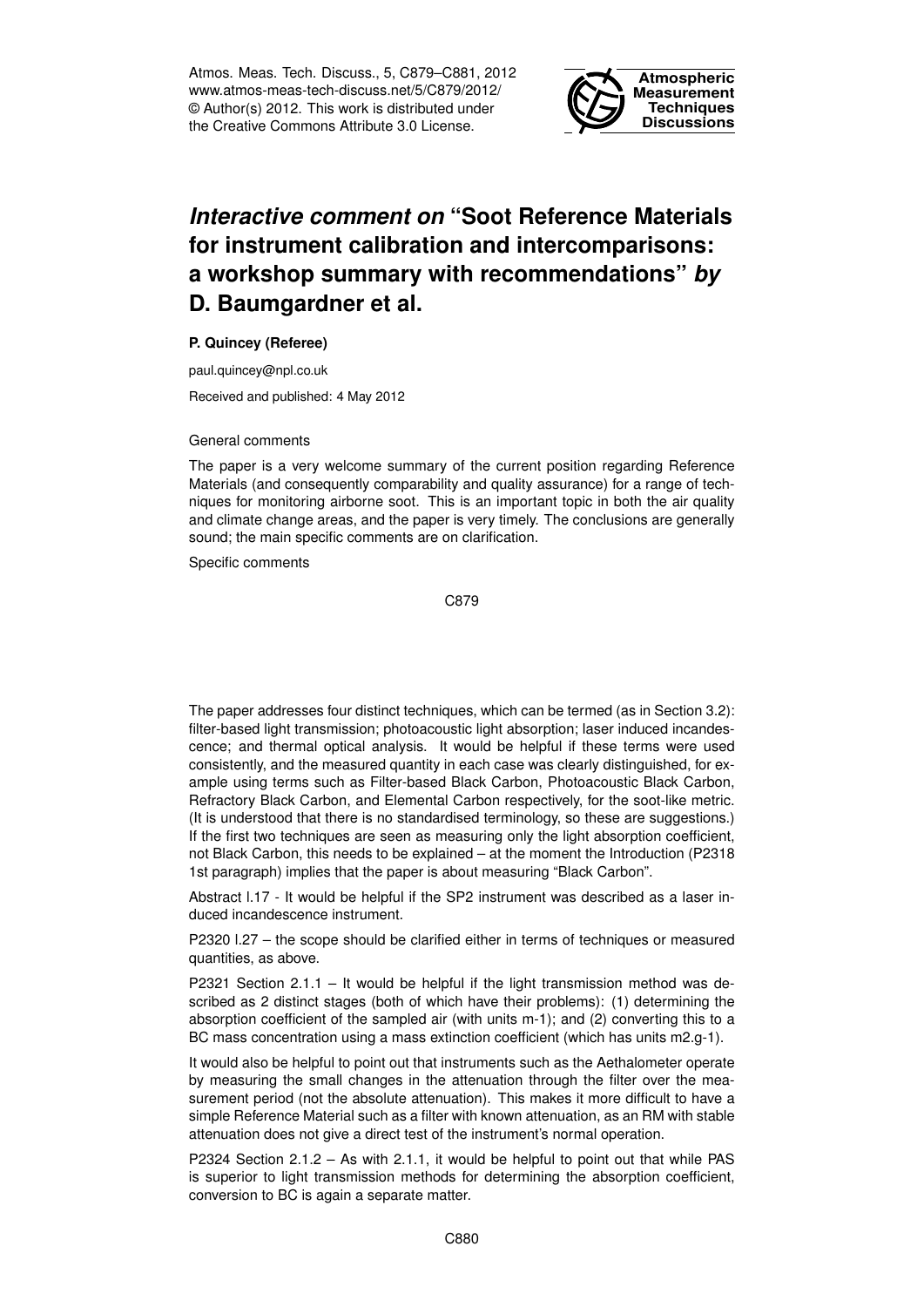Atmos. Meas. Tech. Discuss., 5, C879–C881, 2012
www.atmos-meas-tech-discuss.net/5/C879/2012/
© Author(s) 2012. This work is distributed under the Creative Commons Attribute 3.0 License.

# *Interactive comment on* "Soot Reference Materials for instrument calibration and intercomparisons: a workshop summary with recommendations" *by* D. Baumgardner et al.

**P. Quincey (Referee)**

paul.quincey@npl.co.uk

Received and published: 4 May 2012

General comments

The paper is a very welcome summary of the current position regarding Reference Materials (and consequently comparability and quality assurance) for a range of techniques for monitoring airborne soot. This is an important topic in both the air quality and climate change areas, and the paper is very timely. The conclusions are generally sound; the main specific comments are on clarification.

Specific comments

The paper addresses four distinct techniques, which can be termed (as in Section 3.2): filter-based light transmission; photoacoustic light absorption; laser induced incandescence; and thermal optical analysis. It would be helpful if these terms were used consistently, and the measured quantity in each case was clearly distinguished, for example using terms such as Filter-based Black Carbon, Photoacoustic Black Carbon, Refractory Black Carbon, and Elemental Carbon respectively, for the soot-like metric. (It is understood that there is no standardised terminology, so these are suggestions.) If the first two techniques are seen as measuring only the light absorption coefficient, not Black Carbon, this needs to be explained – at the moment the Introduction (P2318 1st paragraph) implies that the paper is about measuring "Black Carbon".

Abstract l.17 - It would be helpful if the SP2 instrument was described as a laser induced incandescence instrument.

P2320 l.27 – the scope should be clarified either in terms of techniques or measured quantities, as above.

P2321 Section 2.1.1 – It would be helpful if the light transmission method was described as 2 distinct stages (both of which have their problems): (1) determining the absorption coefficient of the sampled air (with units m-1); and (2) converting this to a BC mass concentration using a mass extinction coefficient (which has units m2.g-1).

It would also be helpful to point out that instruments such as the Aethalometer operate by measuring the small changes in the attenuation through the filter over the measurement period (not the absolute attenuation). This makes it more difficult to have a simple Reference Material such as a filter with known attenuation, as an RM with stable attenuation does not give a direct test of the instrument's normal operation.

P2324 Section 2.1.2 – As with 2.1.1, it would be helpful to point out that while PAS is superior to light transmission methods for determining the absorption coefficient, conversion to BC is again a separate matter.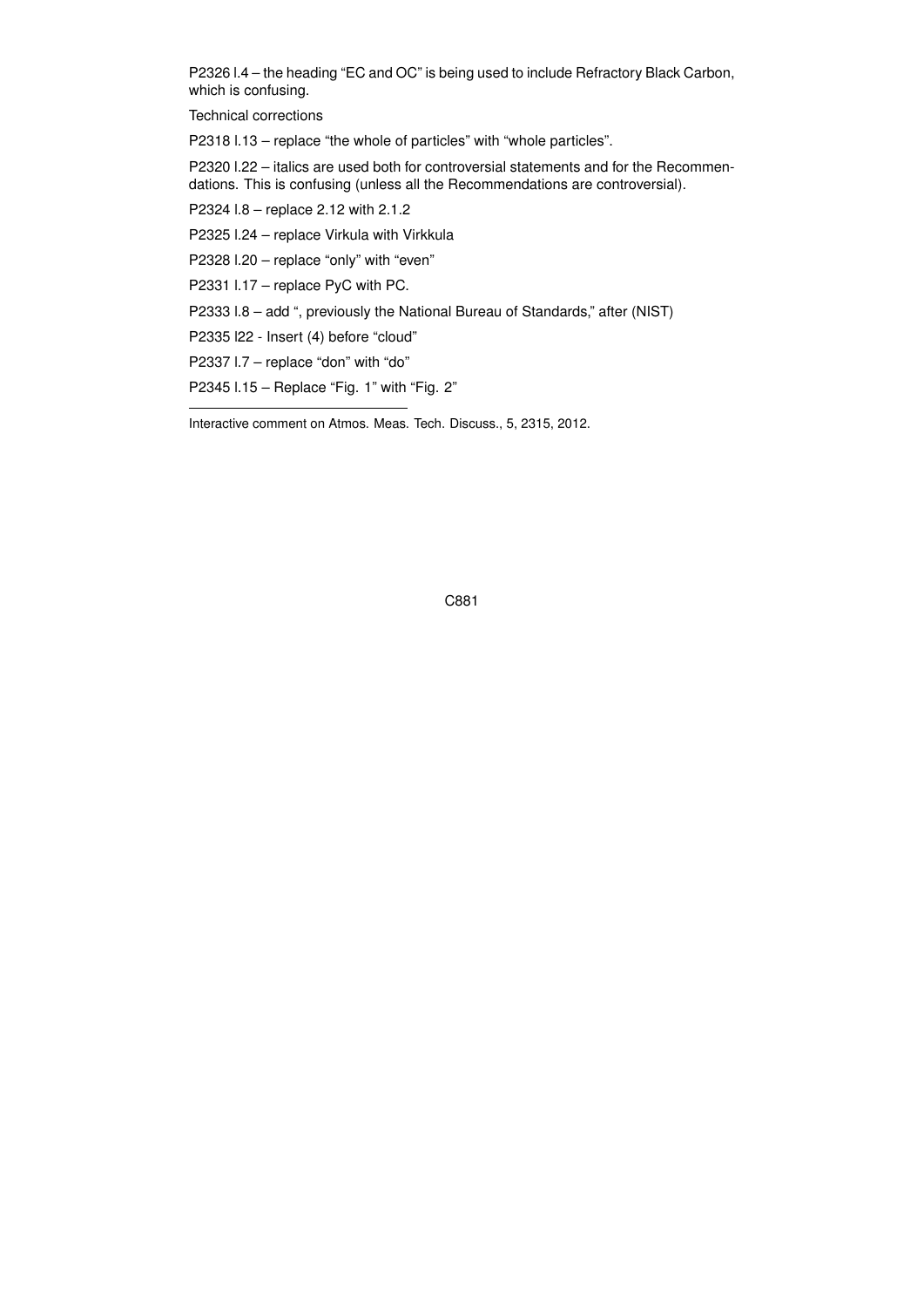P2326 l.4 – the heading “EC and OC” is being used to include Refractory Black Carbon, which is confusing.

Technical corrections

P2318 l.13 – replace “the whole of particles” with “whole particles”.

P2320 l.22 – italics are used both for controversial statements and for the Recommendations. This is confusing (unless all the Recommendations are controversial).

P2324 l.8 – replace 2.12 with 2.1.2

P2325 l.24 – replace Virkula with Virkkula

P2328 l.20 – replace “only” with “even”

P2331 l.17 – replace PyC with PC.

P2333 l.8 – add “, previously the National Bureau of Standards,” after (NIST)

P2335 l22 - Insert (4) before “cloud”

P2337 l.7 – replace “don” with “do”

P2345 l.15 – Replace “Fig. 1” with “Fig. 2”

---

Interactive comment on Atmos. Meas. Tech. Discuss., 5, 2315, 2012.